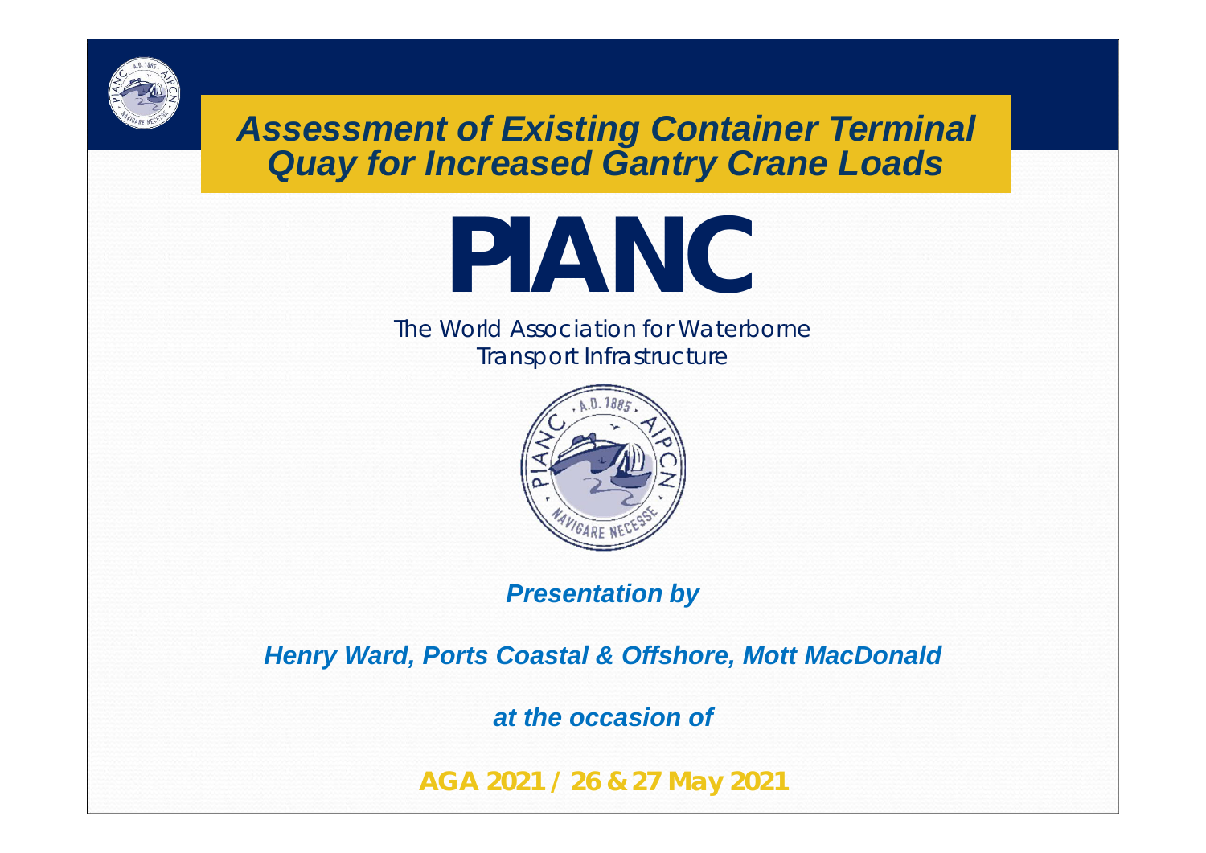# Assessment of Existing Container Terminal Quay for Increased Gantry Crane Loads

# PIANC

The World Association for Waterborne Transport Infrastructure

***Presentation by***

***Henry Ward, Ports Coastal & Offshore, Mott MacDonald***

***at the occasion of***

**AGA 2021 / 26 & 27 May 2021**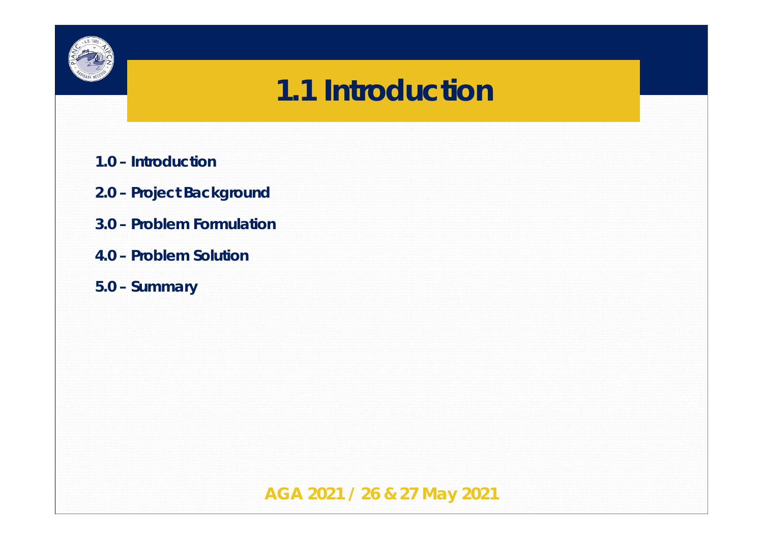# 1.1 Introduction

- **1.0 – Introduction**
- **2.0 – Project Background**
- **3.0 – Problem Formulation**
- **4.0 – Problem Solution**
- **5.0 – Summary**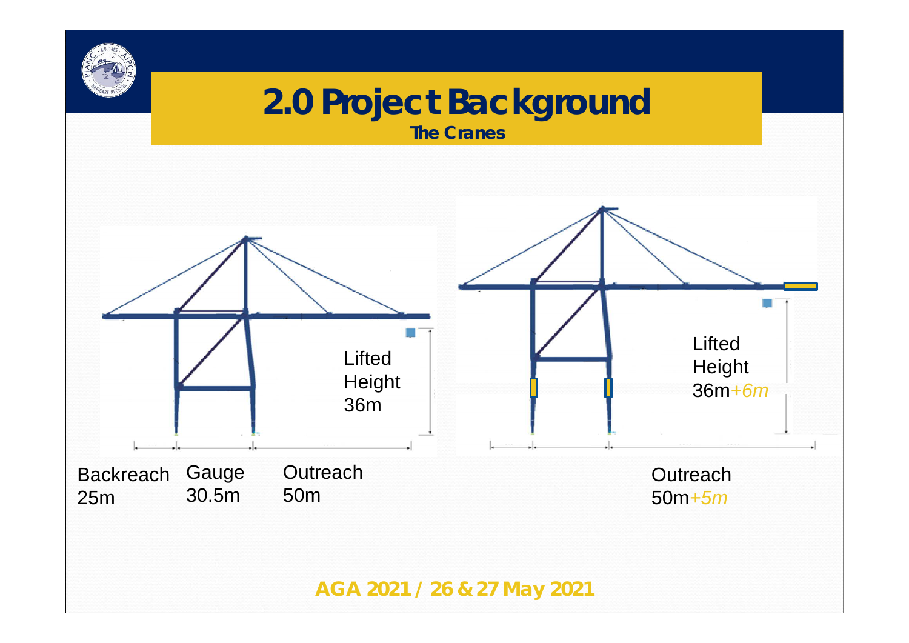# 2.0 Project Background

**The Cranes**

Lifted Height 36m

Backreach 25m

Gauge 30.5m

Outreach 50m

Lifted Height 36m*+6m*

Outreach 50m*+5m*

**AGA 2021 / 26 & 27 May 2021**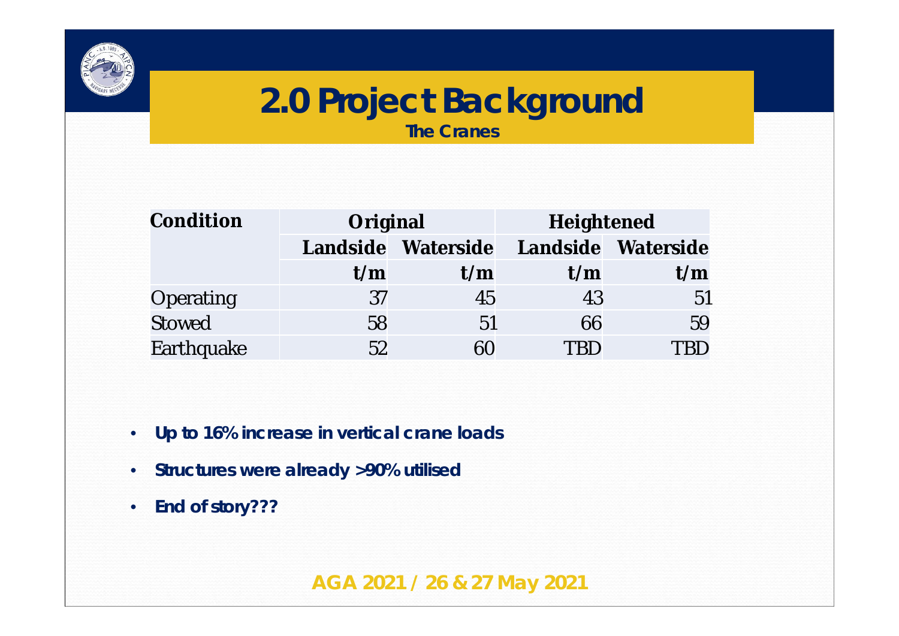# 2.0 Project Background

## The Cranes

| Condition | Original | | Heightened | |
|---|---|---|---|---|
| | Landside | Waterside | Landside | Waterside |
| | t/m | t/m | t/m | t/m |
| Operating | 37 | 45 | 43 | 51 |
| Stowed | 58 | 51 | 66 | 59 |
| Earthquake | 52 | 60 | TBD | TBD |

- **Up to 16% increase in vertical crane loads**
- **Structures were already >90% utilised**
- **End of story???**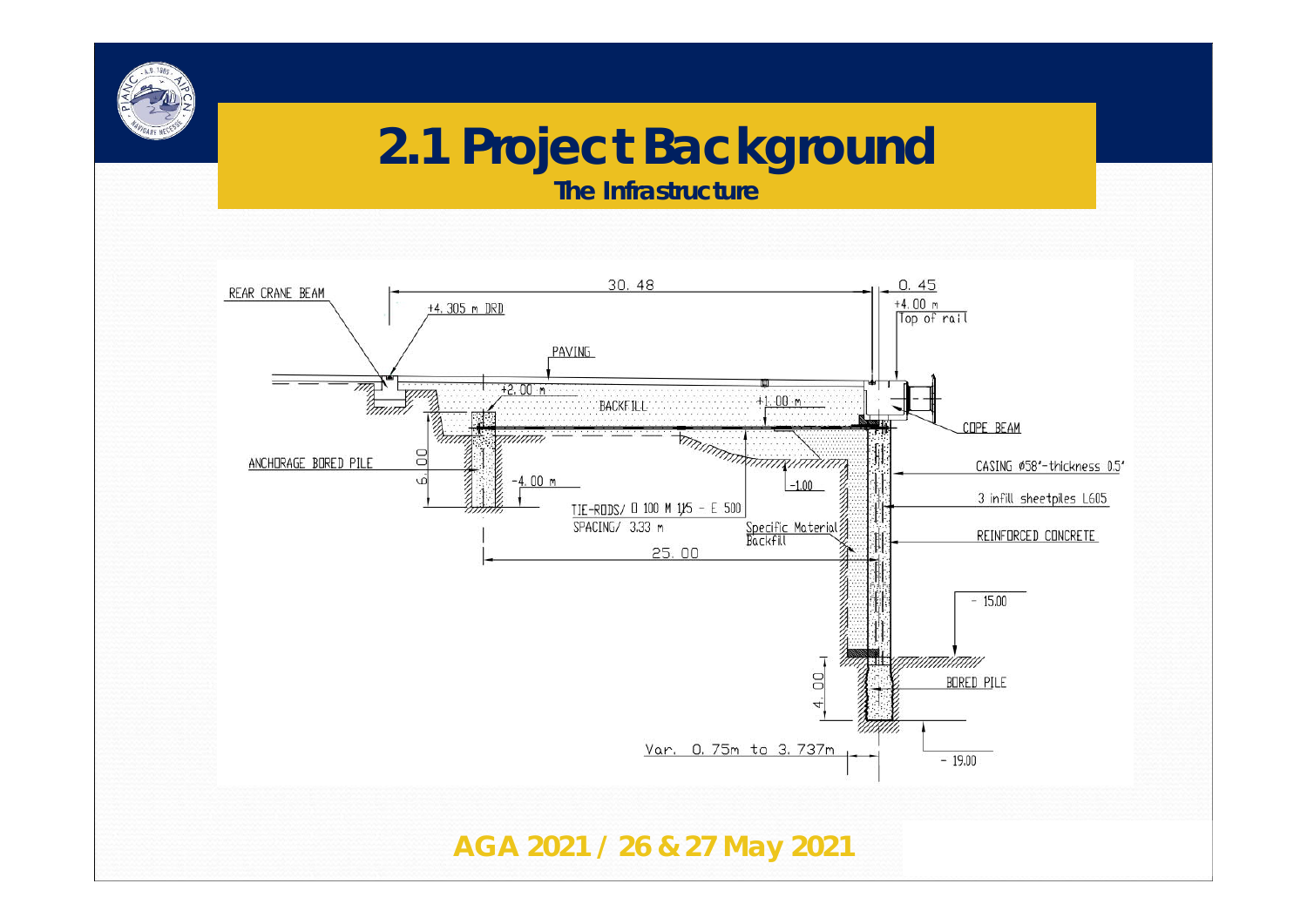# 2.1 Project Background

## The Infrastructure

REAR CRANE BEAM

30.48

0.45

+4.305 m DRD

+4.00 m
Top of rail

PAVING

+2.00 m

BACKFILL

+1.00 m

COPE BEAM

ANCHORAGE BORED PILE

6.00

-4.00 m

-1.00

CASING ø58"-thickness 0.5"

3 infill sheetpiles L605

TIE-RODS/ Ø 100 M 115 – E 500
SPACING/ 3.33 m

Specific Material Backfill

REINFORCED CONCRETE

25.00

– 15.00

4.00

BORED PILE

Var. 0.75m to 3.737m

– 19.00

**AGA 2021 / 26 & 27 May 2021**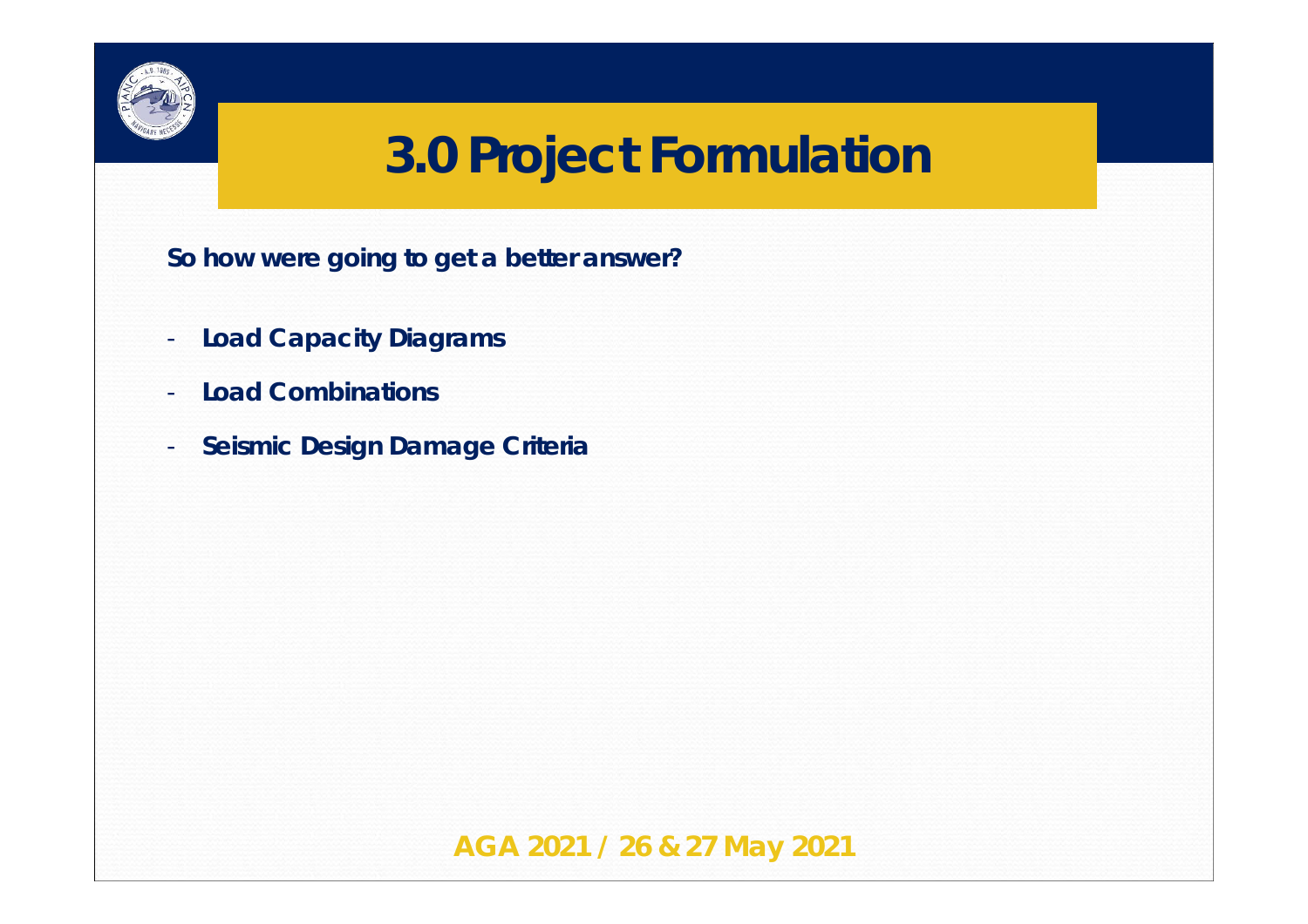# 3.0 Project Formulation

**So how were going to get a better answer?**

- **Load Capacity Diagrams**
- **Load Combinations**
- **Seismic Design Damage Criteria**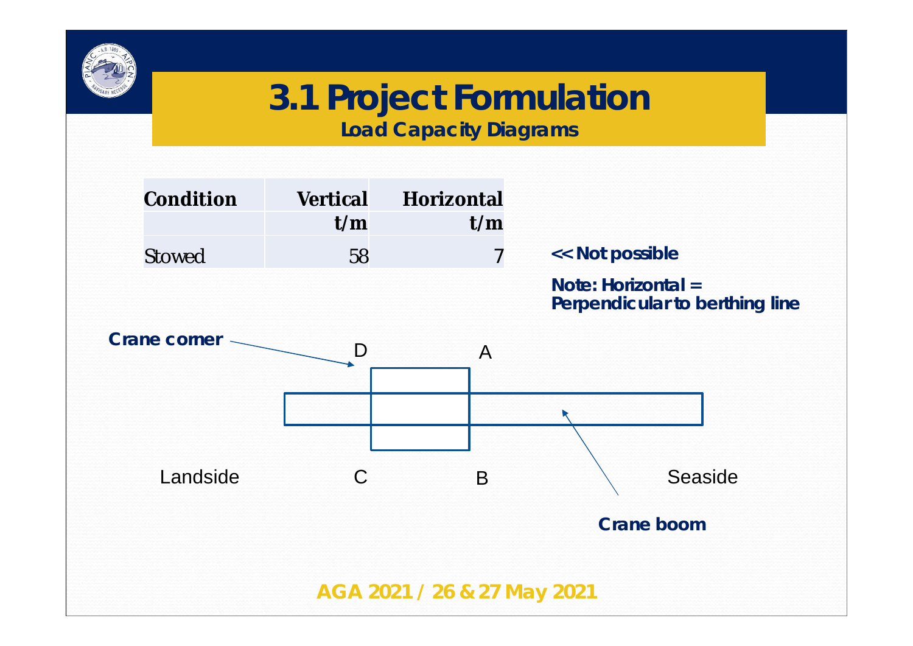# 3.1 Project Formulation

## Load Capacity Diagrams

| Condition | Vertical t/m | Horizontal t/m |
|---|---|---|
| Stowed | 58 | 7 |

<< Not possible

**Note: Horizontal = Perpendicular to berthing line**

Crane corner

D A

Landside C B Seaside

Crane boom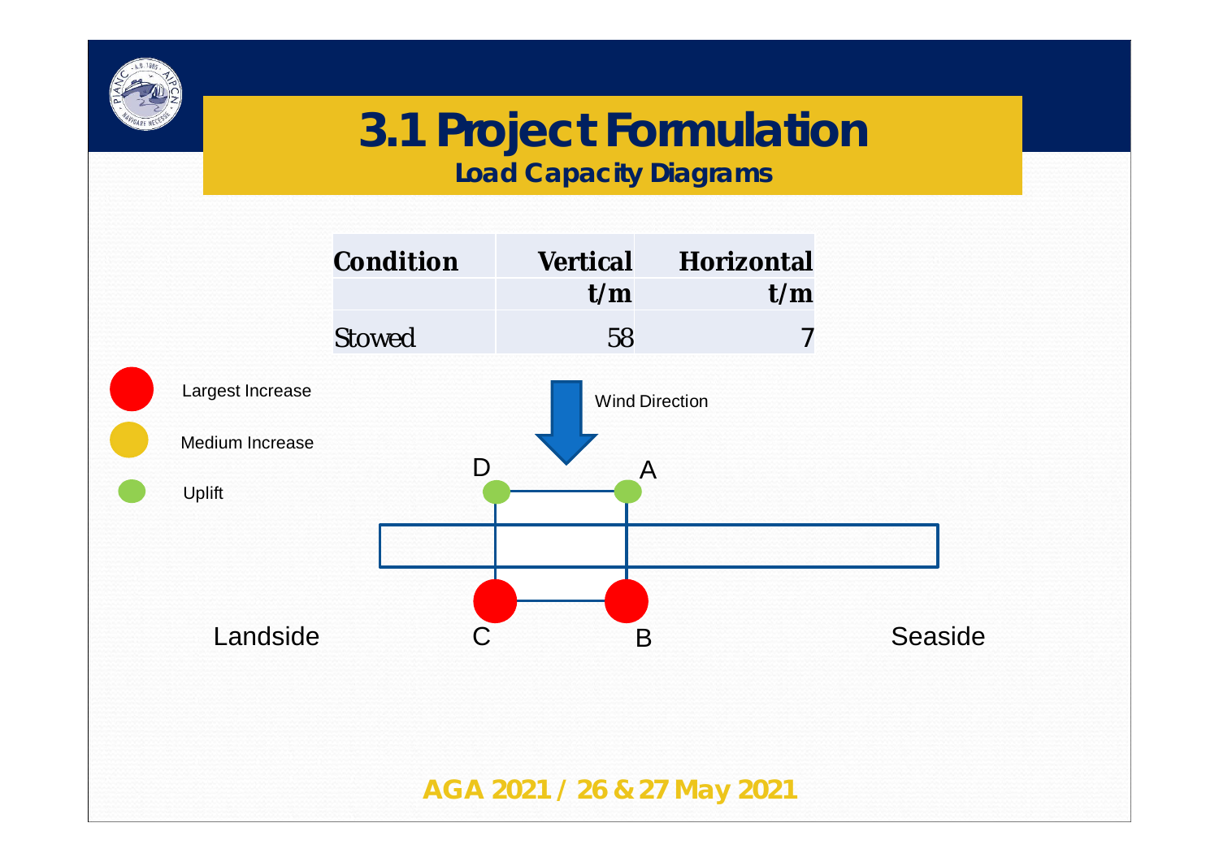# 3.1 Project Formulation

## Load Capacity Diagrams

| Condition | Vertical t/m | Horizontal t/m |
| --- | --- | --- |
| Stowed | 58 | 7 |

Largest Increase

Medium Increase

Uplift

Wind Direction

D A

C B

Landside

Seaside

AGA 2021 / 26 & 27 May 2021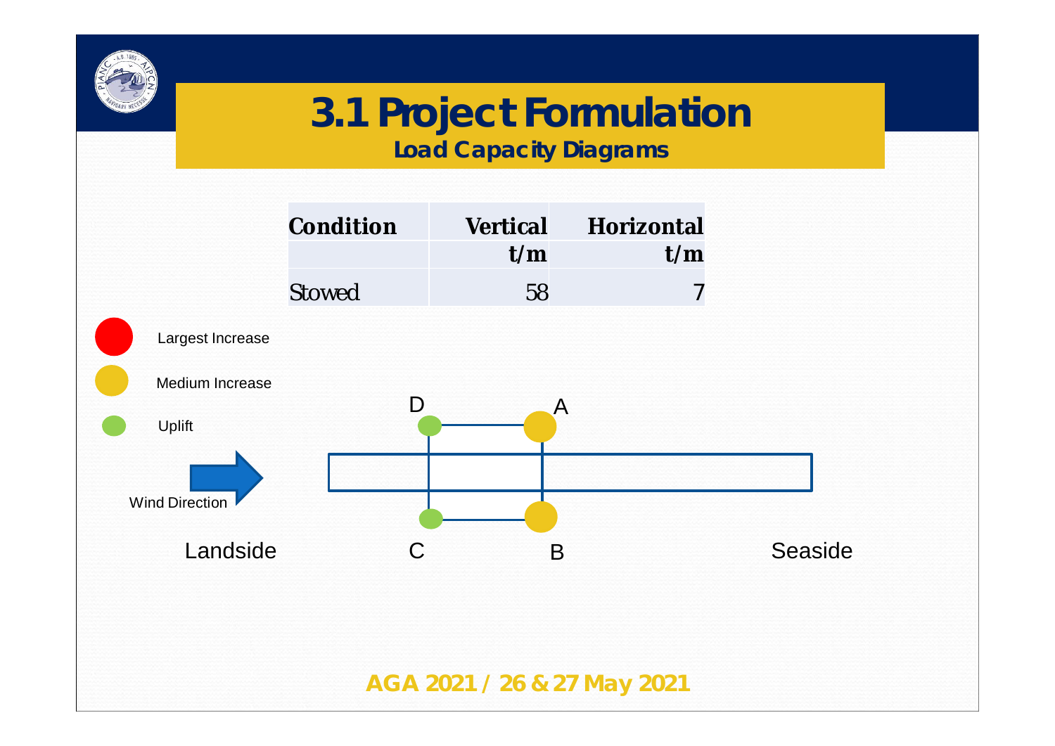# 3.1 Project Formulation

## Load Capacity Diagrams

| Condition | Vertical | Horizontal |
|---|---|---|
| | t/m | t/m |
| Stowed | 58 | 7 |

Largest Increase

Medium Increase

Uplift

Wind Direction

Landside

D

A

C

B

Seaside

AGA 2021 / 26 & 27 May 2021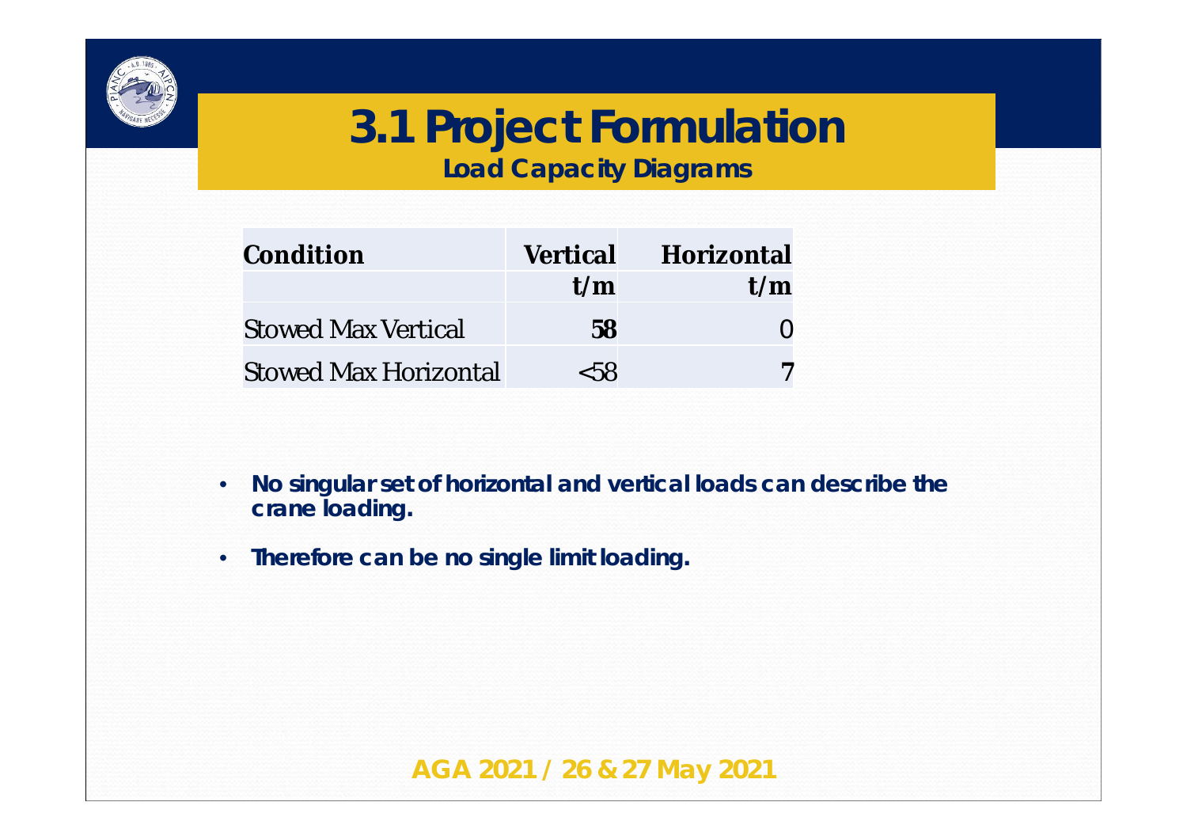# 3.1 Project Formulation

## Load Capacity Diagrams

| Condition | Vertical t/m | Horizontal t/m |
|---|---|---|
| Stowed Max Vertical | **58** | 0 |
| Stowed Max Horizontal | <58 | **7** |

- **No singular set of horizontal and vertical loads can describe the crane loading.**
- **Therefore can be no single limit loading.**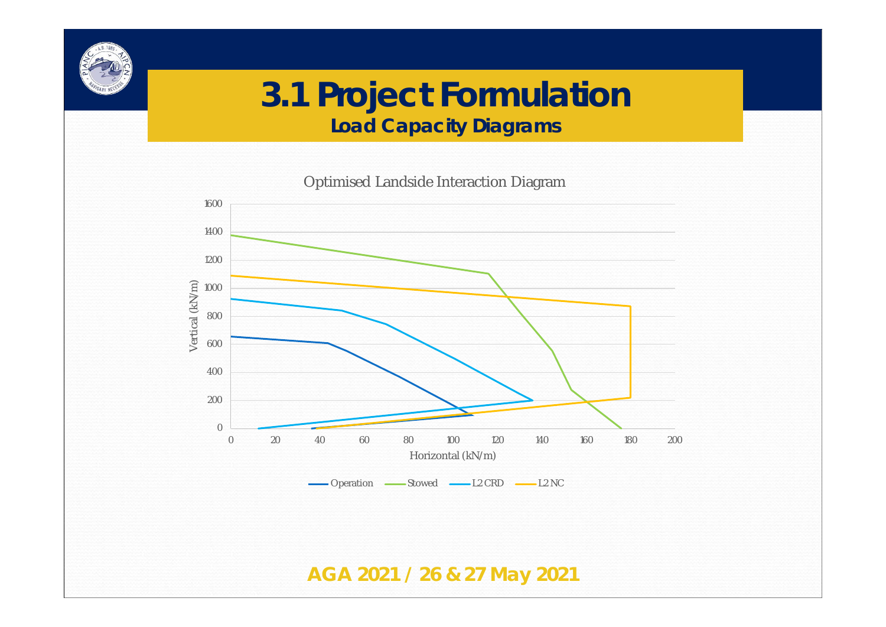# 3.1 Project Formulation

## Load Capacity Diagrams

Optimised Landside Interaction Diagram

Vertical (kN/m)

Horizontal (kN/m)

Operation — Stowed — L2 CRD — L2 NC

AGA 2021 / 26 & 27 May 2021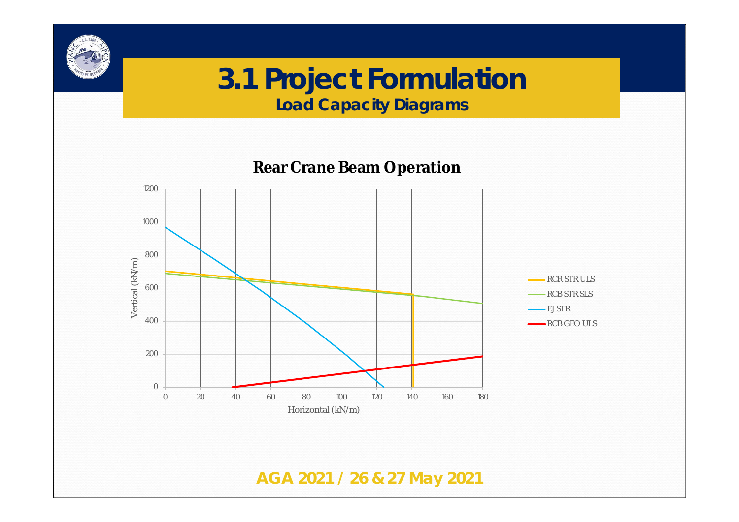# 3.1 Project Formulation

## Load Capacity Diagrams

**Rear Crane Beam Operation**

Vertical (kN/m): 0, 200, 400, 600, 800, 1000, 1200

Horizontal (kN/m): 0, 20, 40, 60, 80, 100, 120, 140, 160, 180

- RCR STR ULS
- RCB STR SLS
- EJ STR
- RCB GEO ULS

AGA 2021 / 26 & 27 May 2021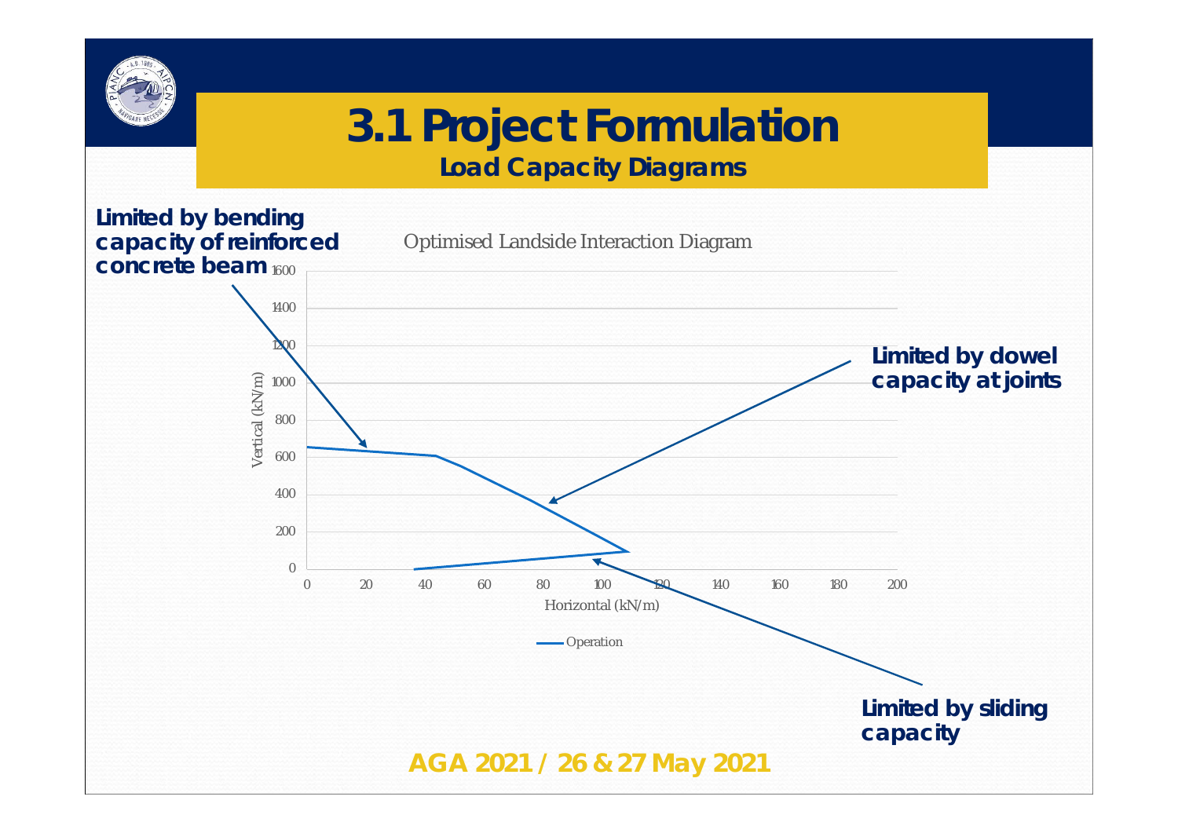# 3.1 Project Formulation

## Load Capacity Diagrams

Optimised Landside Interaction Diagram

- Limited by bending capacity of reinforced concrete beam
- Limited by dowel capacity at joints
- Limited by sliding capacity

Vertical (kN/m): 0, 200, 400, 600, 800, 1000, 1200, 1400, 1600

Horizontal (kN/m): 0, 20, 40, 60, 80, 100, 120, 140, 160, 180, 200

Operation

AGA 2021 / 26 & 27 May 2021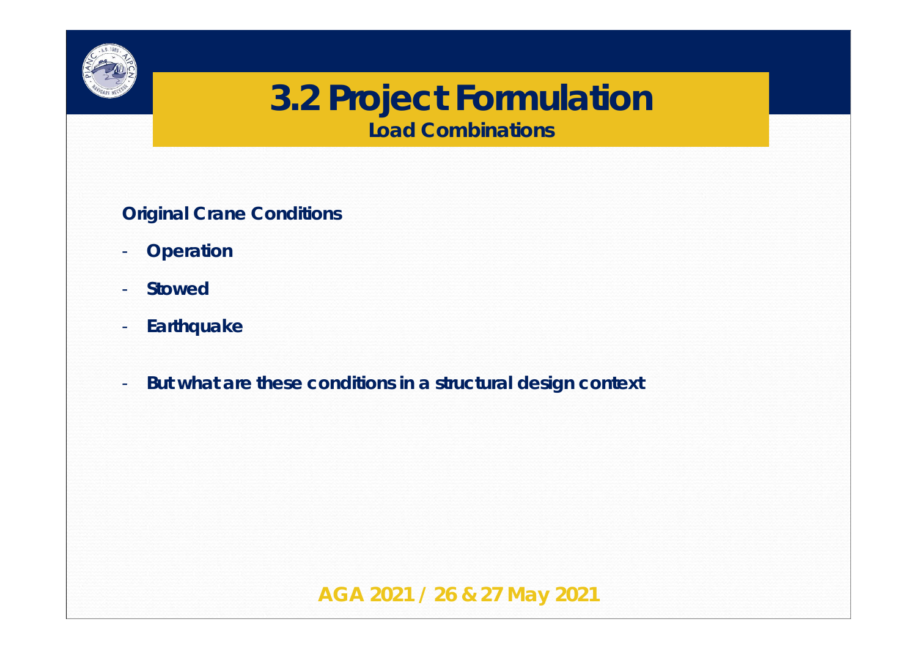# 3.2 Project Formulation

## Load Combinations

**Original Crane Conditions**

- **Operation**
- **Stowed**
- **Earthquake**

- **But what are these conditions in a structural design context**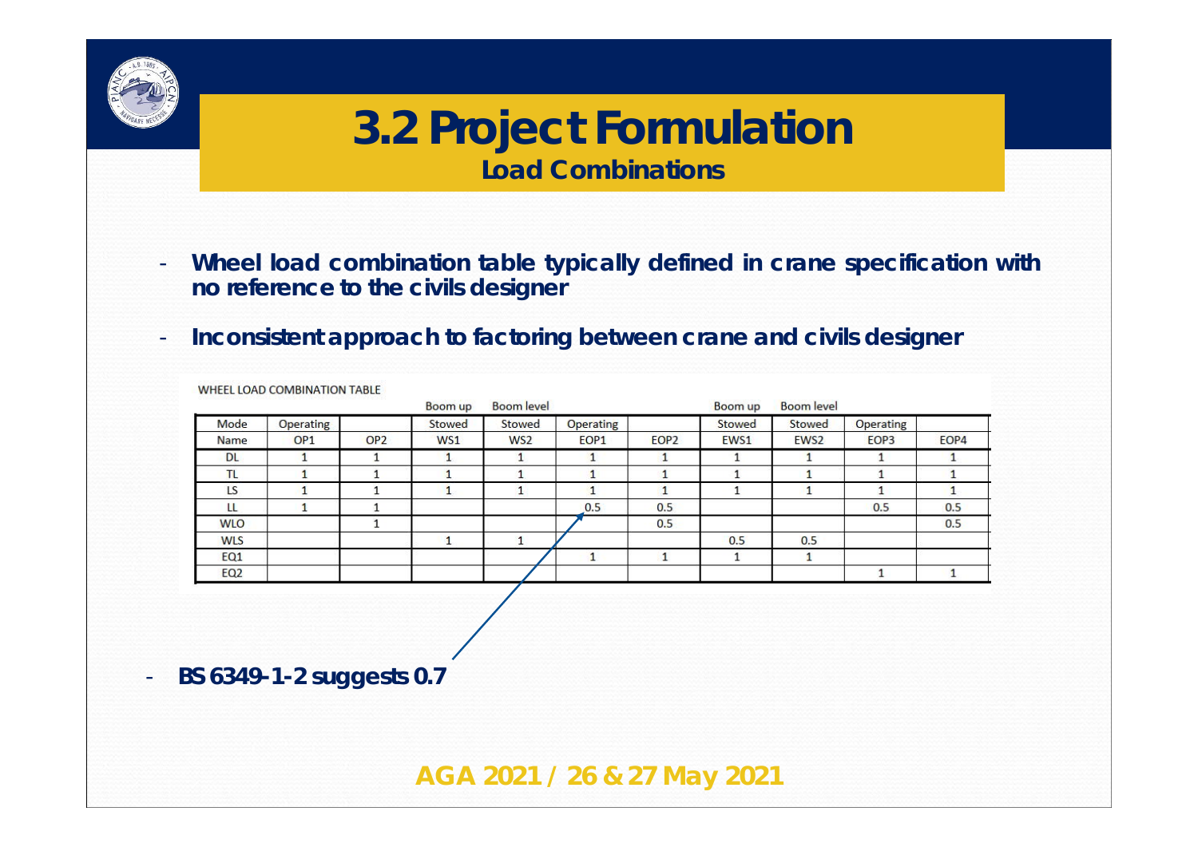# 3.2 Project Formulation

## Load Combinations

- **Wheel load combination table typically defined in crane specification with no reference to the civils designer**
- **Inconsistent approach to factoring between crane and civils designer**

WHEEL LOAD COMBINATION TABLE

| | | | Boom up | Boom level | | | Boom up | Boom level | | |
|---|---|---|---|---|---|---|---|---|---|---|
| Mode | Operating | | Stowed | Stowed | Operating | | Stowed | Stowed | Operating | |
| Name | OP1 | OP2 | WS1 | WS2 | EOP1 | EOP2 | EWS1 | EWS2 | EOP3 | EOP4 |
| DL | 1 | 1 | 1 | 1 | 1 | 1 | 1 | 1 | 1 | 1 |
| TL | 1 | 1 | 1 | 1 | 1 | 1 | 1 | 1 | 1 | 1 |
| LS | 1 | 1 | 1 | 1 | 1 | 1 | 1 | 1 | 1 | 1 |
| LL | 1 | 1 | | | 0.5 | 0.5 | | | 0.5 | 0.5 |
| WLO | | 1 | | | | 0.5 | | | | 0.5 |
| WLS | | | 1 | 1 | | | 0.5 | 0.5 | | |
| EQ1 | | | | | 1 | 1 | 1 | 1 | | |
| EQ2 | | | | | | | | | 1 | 1 |

- **BS 6349-1-2 suggests 0.7**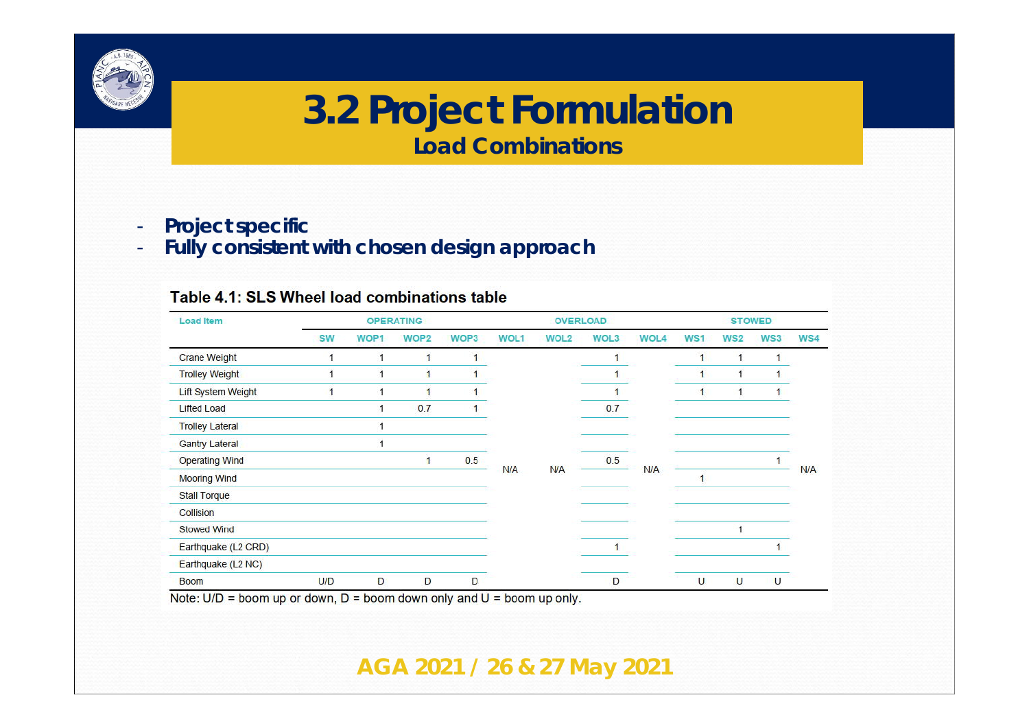# 3.2 Project Formulation

## Load Combinations

- **Project specific**
- **Fully consistent with chosen design approach**

**Table 4.1: SLS Wheel load combinations table**

| Load Item | OPERATING | | | | OVERLOAD | | | | STOWED | | | |
|---|---|---|---|---|---|---|---|---|---|---|---|---|
| | SW | WOP1 | WOP2 | WOP3 | WOL1 | WOL2 | WOL3 | WOL4 | WS1 | WS2 | WS3 | WS4 |
| Crane Weight | 1 | 1 | 1 | 1 | N/A | N/A | 1 | N/A | 1 | 1 | 1 | N/A |
| Trolley Weight | 1 | 1 | 1 | 1 | | | 1 | | 1 | 1 | 1 | |
| Lift System Weight | 1 | 1 | 1 | 1 | | | 1 | | 1 | 1 | 1 | |
| Lifted Load | | 1 | 0.7 | 1 | | | 0.7 | | | | | |
| Trolley Lateral | | 1 | | | | | | | | | | |
| Gantry Lateral | | 1 | | | | | | | | | | |
| Operating Wind | | | 1 | 0.5 | | | 0.5 | | | | 1 | |
| Mooring Wind | | | | | | | | | 1 | | | |
| Stall Torque | | | | | | | | | | | | |
| Collision | | | | | | | | | | | | |
| Stowed Wind | | | | | | | | | | 1 | | |
| Earthquake (L2 CRD) | | | | | | | 1 | | | | 1 | |
| Earthquake (L2 NC) | | | | | | | | | | | | |
| Boom | U/D | D | D | D | | | D | | U | U | U | |

Note: U/D = boom up or down, D = boom down only and U = boom up only.

AGA 2021 / 26 & 27 May 2021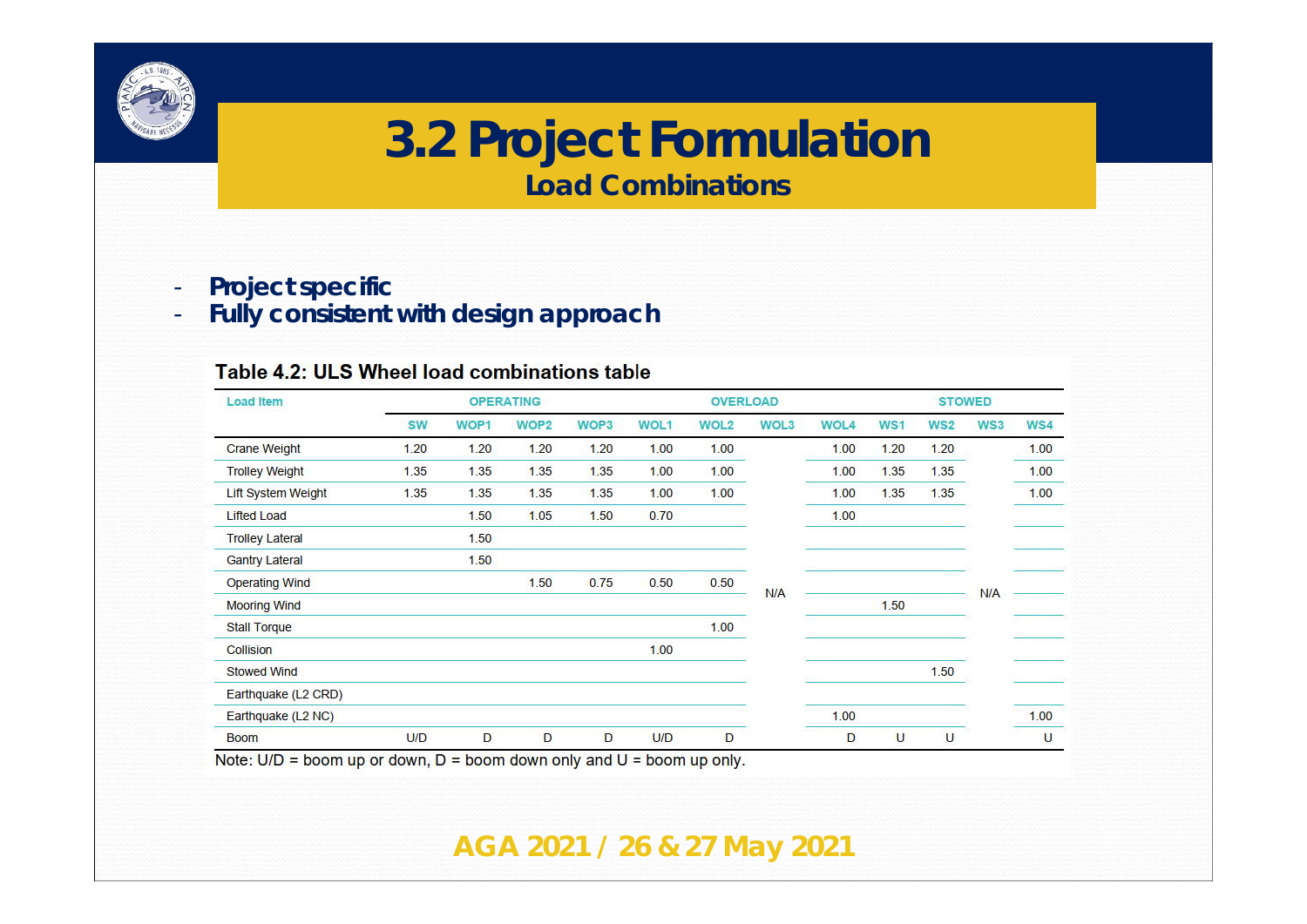# 3.2 Project Formulation

## Load Combinations

- **Project specific**
- **Fully consistent with design approach**

**Table 4.2: ULS Wheel load combinations table**

| Load Item | OPERATING | | | | OVERLOAD | | | | STOWED | | | |
|---|---|---|---|---|---|---|---|---|---|---|---|---|
| | SW | WOP1 | WOP2 | WOP3 | WOL1 | WOL2 | WOL3 | WOL4 | WS1 | WS2 | WS3 | WS4 |
| Crane Weight | 1.20 | 1.20 | 1.20 | 1.20 | 1.00 | 1.00 | N/A | 1.00 | 1.20 | 1.20 | N/A | 1.00 |
| Trolley Weight | 1.35 | 1.35 | 1.35 | 1.35 | 1.00 | 1.00 | N/A | 1.00 | 1.35 | 1.35 | N/A | 1.00 |
| Lift System Weight | 1.35 | 1.35 | 1.35 | 1.35 | 1.00 | 1.00 | N/A | 1.00 | 1.35 | 1.35 | N/A | 1.00 |
| Lifted Load | | 1.50 | 1.05 | 1.50 | 0.70 | | N/A | 1.00 | | | N/A | |
| Trolley Lateral | | 1.50 | | | | | N/A | | | | N/A | |
| Gantry Lateral | | 1.50 | | | | | N/A | | | | N/A | |
| Operating Wind | | | 1.50 | 0.75 | 0.50 | 0.50 | N/A | | | | N/A | |
| Mooring Wind | | | | | | | N/A | | 1.50 | | N/A | |
| Stall Torque | | | | | | 1.00 | N/A | | | | N/A | |
| Collision | | | | | 1.00 | | N/A | | | | N/A | |
| Stowed Wind | | | | | | | N/A | | | 1.50 | N/A | |
| Earthquake (L2 CRD) | | | | | | | N/A | | | | N/A | |
| Earthquake (L2 NC) | | | | | | | N/A | 1.00 | | | N/A | 1.00 |
| Boom | U/D | D | D | D | U/D | D | N/A | D | U | U | N/A | U |

Note: U/D = boom up or down, D = boom down only and U = boom up only.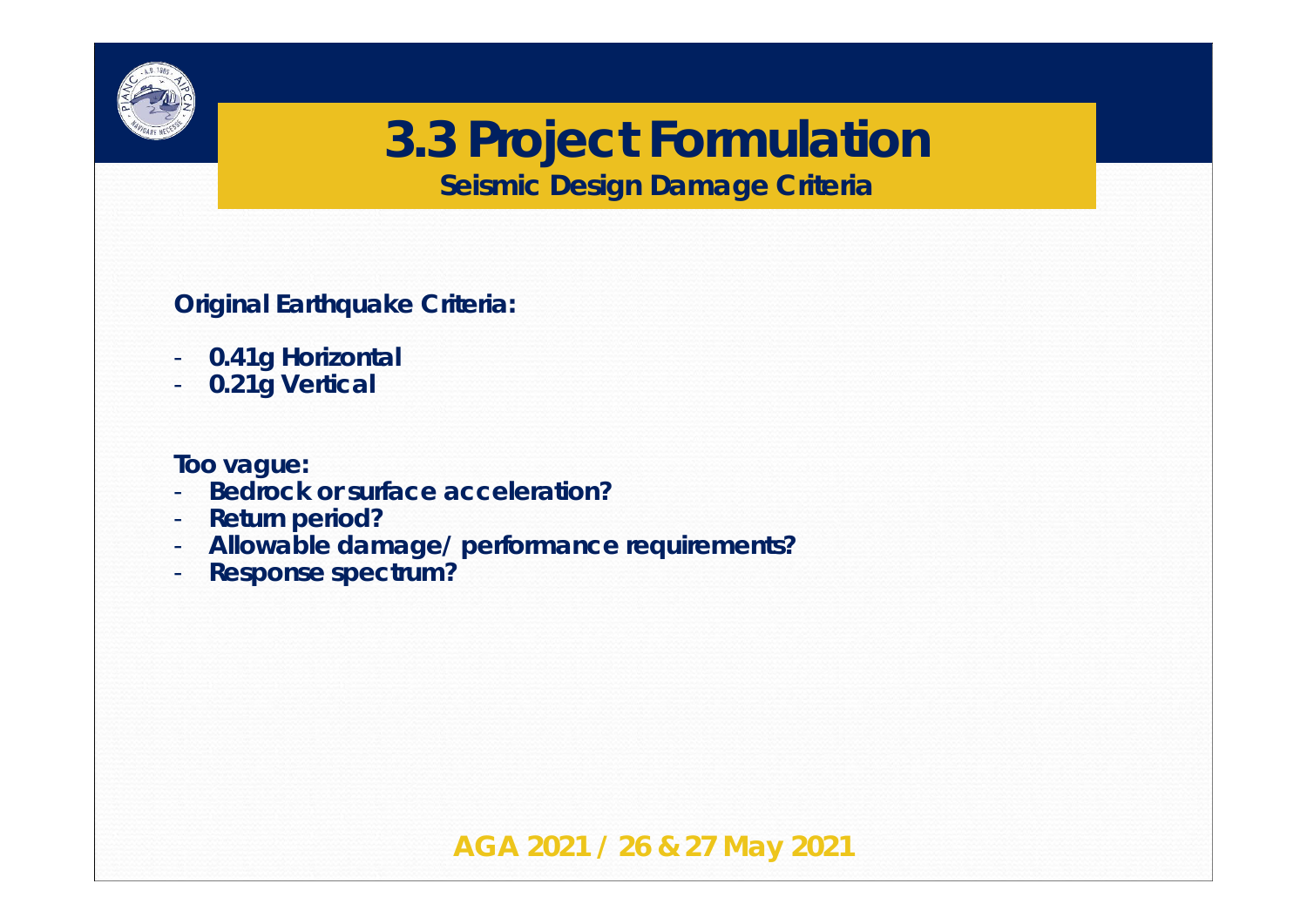# 3.3 Project Formulation

## Seismic Design Damage Criteria

**Original Earthquake Criteria:**

- **0.41g Horizontal**
- **0.21g Vertical**

**Too vague:**

- **Bedrock or surface acceleration?**
- **Return period?**
- **Allowable damage/ performance requirements?**
- **Response spectrum?**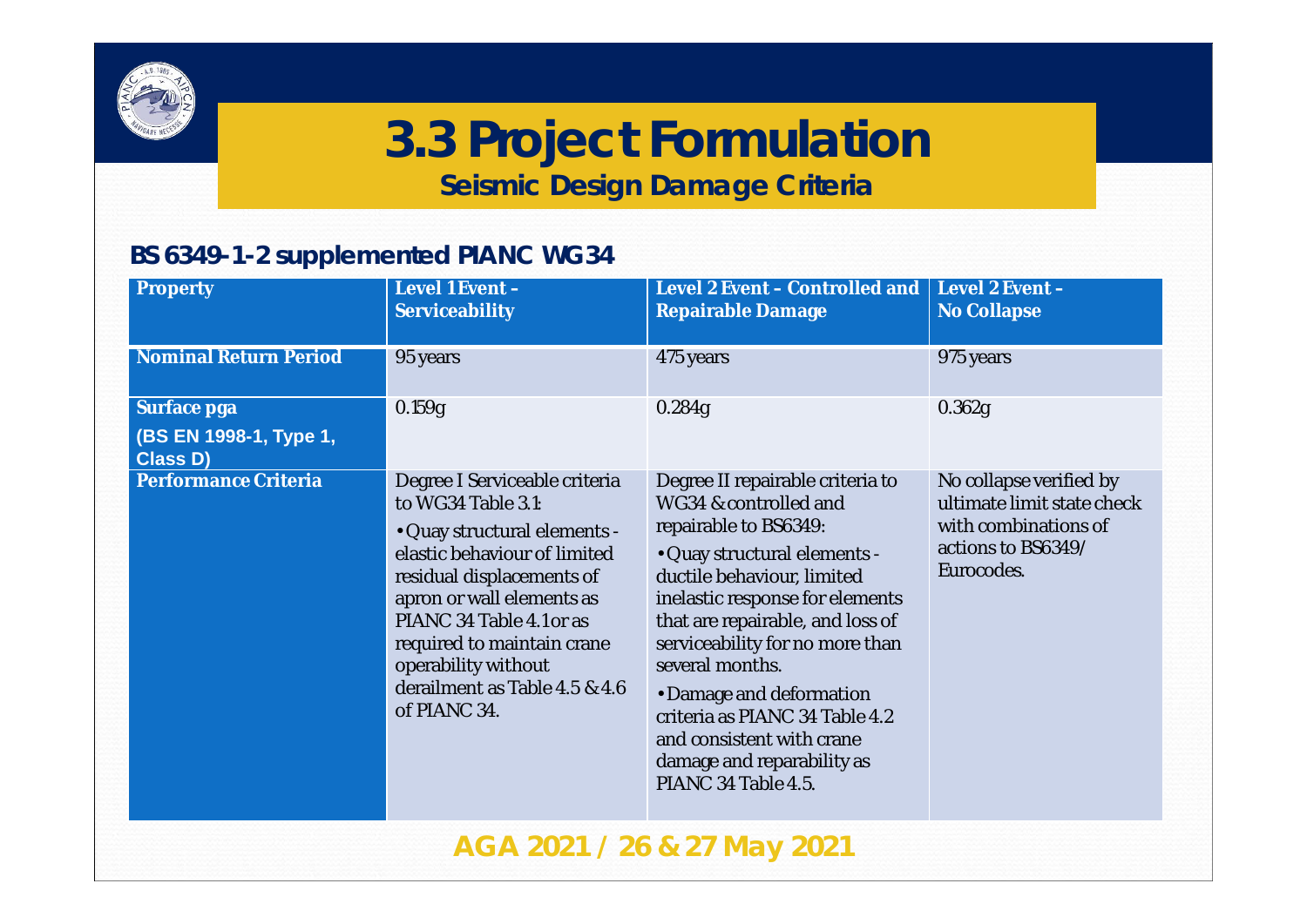# 3.3 Project Formulation

## Seismic Design Damage Criteria

**BS 6349-1-2 supplemented PIANC WG34**

| Property | Level 1 Event – Serviceability | Level 2 Event – Controlled and Repairable Damage | Level 2 Event – No Collapse |
|---|---|---|---|
| Nominal Return Period | 95 years | 475 years | 975 years |
| Surface pga (BS EN 1998-1, Type 1, Class D) | 0.159g | 0.284g | 0.362g |
| Performance Criteria | Degree I Serviceable criteria to WG34 Table 3.1: • Quay structural elements - elastic behaviour of limited residual displacements of apron or wall elements as PIANC 34 Table 4.1 or as required to maintain crane operability without derailment as Table 4.5 & 4.6 of PIANC 34. | Degree II repairable criteria to WG34 & controlled and repairable to BS6349: • Quay structural elements - ductile behaviour, limited inelastic response for elements that are repairable, and loss of serviceability for no more than several months. • Damage and deformation criteria as PIANC 34 Table 4.2 and consistent with crane damage and reparability as PIANC 34 Table 4.5. | No collapse verified by ultimate limit state check with combinations of actions to BS6349/ Eurocodes. |

AGA 2021 / 26 & 27 May 2021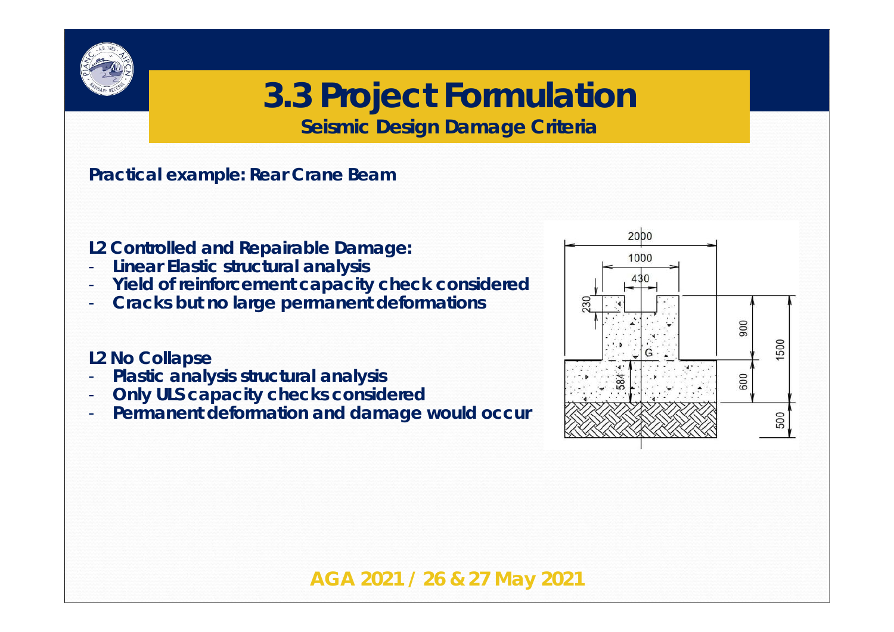# 3.3 Project Formulation

## Seismic Design Damage Criteria

**Practical example: Rear Crane Beam**

**L2 Controlled and Repairable Damage:**

- **Linear Elastic structural analysis**
- **Yield of reinforcement capacity check considered**
- **Cracks but no large permanent deformations**

**L2 No Collapse**

- **Plastic analysis structural analysis**
- **Only ULS capacity checks considered**
- **Permanent deformation and damage would occur**

**AGA 2021 / 26 & 27 May 2021**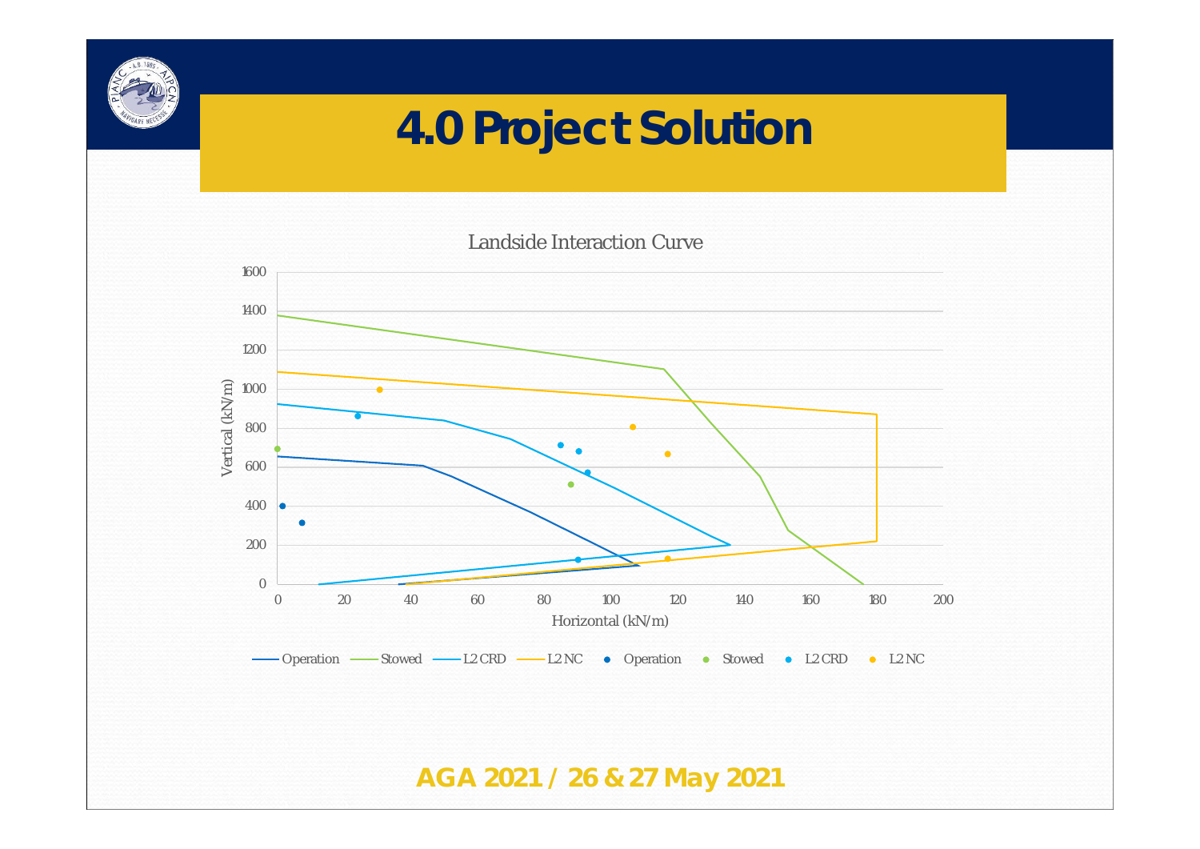# 4.0 Project Solution

Landside Interaction Curve

Vertical (kN/m)

Horizontal (kN/m)

Operation, Stowed, L2 CRD, L2 NC (curves); Operation, Stowed, L2 CRD, L2 NC (points)

**AGA 2021 / 26 & 27 May 2021**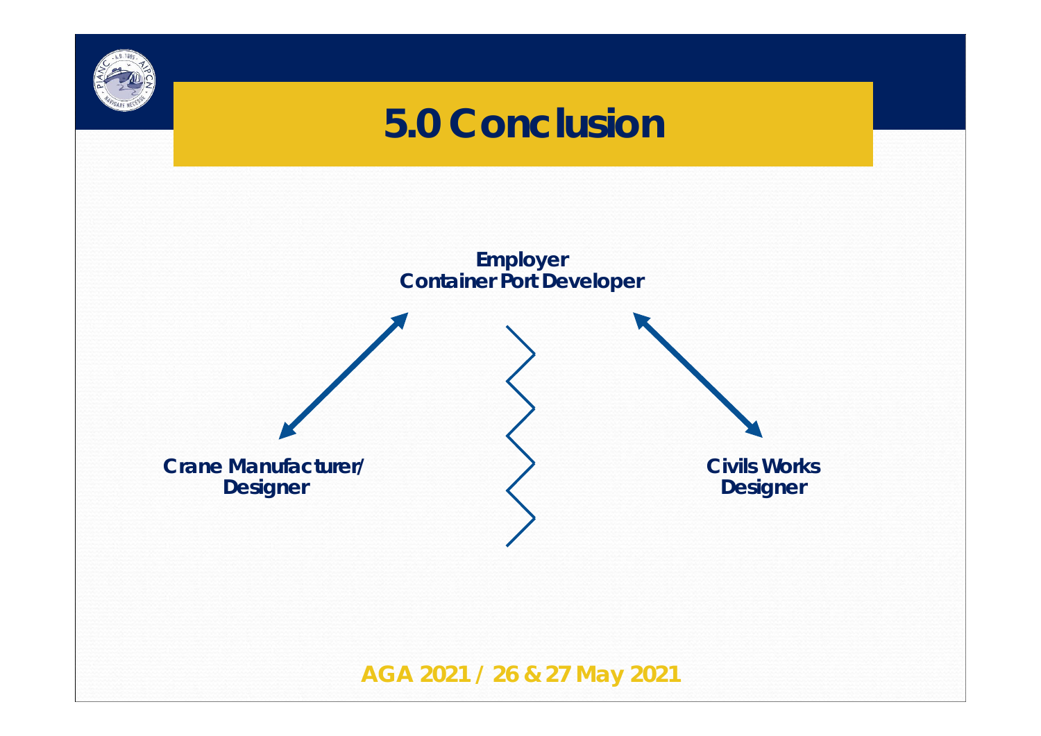# 5.0 Conclusion

**Employer**
**Container Port Developer**

**Crane Manufacturer/ Designer**

**Civils Works Designer**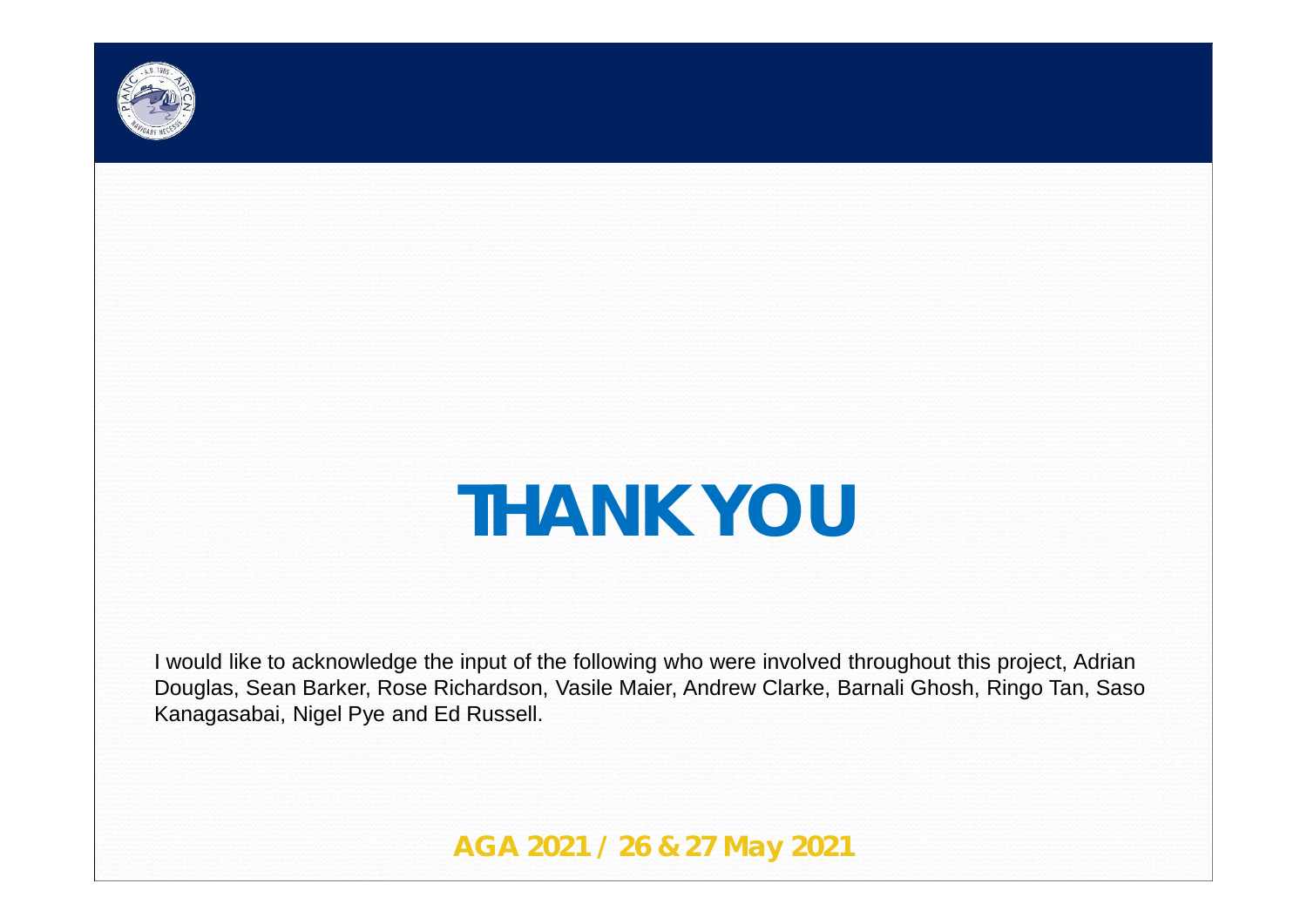# THANK YOU

I would like to acknowledge the input of the following who were involved throughout this project, Adrian Douglas, Sean Barker, Rose Richardson, Vasile Maier, Andrew Clarke, Barnali Ghosh, Ringo Tan, Saso Kanagasabai, Nigel Pye and Ed Russell.

**AGA 2021 / 26 & 27 May 2021**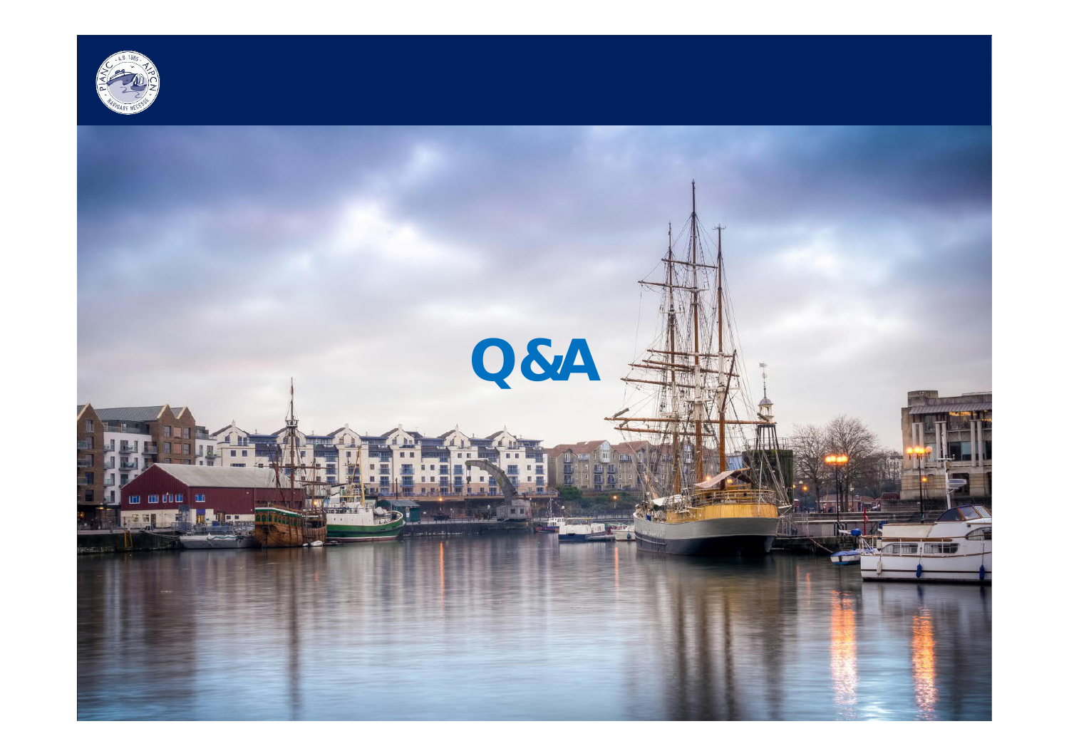# Q&A